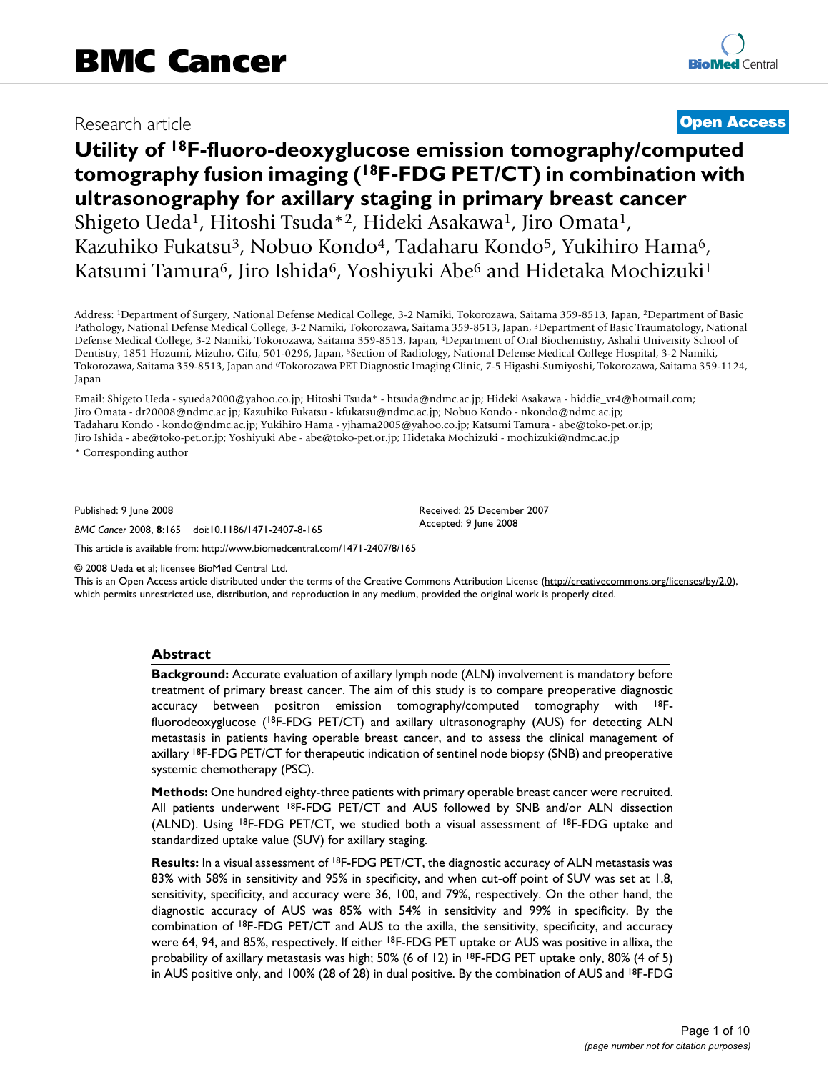BMC Cancer

Research article

**Open Access**

# Utility of $^{18}$F-fluoro-deoxyglucose emission tomography/computed tomography fusion imaging ($^{18}$F-FDG PET/CT) in combination with ultrasonography for axillary staging in primary breast cancer

Shigeto Ueda[1], Hitoshi Tsuda*[2], Hideki Asakawa[1], Jiro Omata[1], Kazuhiko Fukatsu[3], Nobuo Kondo[4], Tadaharu Kondo[5], Yukihiro Hama[6], Katsumi Tamura[6], Jiro Ishida[6], Yoshiyuki Abe[6] and Hidetaka Mochizuki[1]

Address: [1]Department of Surgery, National Defense Medical College, 3-2 Namiki, Tokorozawa, Saitama 359-8513, Japan, [2]Department of Basic Pathology, National Defense Medical College, 3-2 Namiki, Tokorozawa, Saitama 359-8513, Japan, [3]Department of Basic Traumatology, National Defense Medical College, 3-2 Namiki, Tokorozawa, Saitama 359-8513, Japan, [4]Department of Oral Biochemistry, Ashahi University School of Dentistry, 1851 Hozumi, Mizuho, Gifu, 501-0296, Japan, [5]Section of Radiology, National Defense Medical College Hospital, 3-2 Namiki, Tokorozawa, Saitama 359-8513, Japan and [6]Tokorozawa PET Diagnostic Imaging Clinic, 7-5 Higashi-Sumiyoshi, Tokorozawa, Saitama 359-1124, Japan

Email: Shigeto Ueda - syueda2000@yahoo.co.jp; Hitoshi Tsuda* - htsuda@ndmc.ac.jp; Hideki Asakawa - hiddie_vr4@hotmail.com; Jiro Omata - dr20008@ndmc.ac.jp; Kazuhiko Fukatsu - kfukatsu@ndmc.ac.jp; Nobuo Kondo - nkondo@ndmc.ac.jp; Tadaharu Kondo - kondo@ndmc.ac.jp; Yukihiro Hama - yjhama2005@yahoo.co.jp; Katsumi Tamura - abe@toko-pet.or.jp; Jiro Ishida - abe@toko-pet.or.jp; Yoshiyuki Abe - abe@toko-pet.or.jp; Hidetaka Mochizuki - mochizuki@ndmc.ac.jp

\* Corresponding author

Published: 9 June 2008

*BMC Cancer* 2008, **8**:165 doi:10.1186/1471-2407-8-165

Received: 25 December 2007
Accepted: 9 June 2008

This article is available from: http://www.biomedcentral.com/1471-2407/8/165

© 2008 Ueda et al; licensee BioMed Central Ltd.
This is an Open Access article distributed under the terms of the Creative Commons Attribution License (http://creativecommons.org/licenses/by/2.0), which permits unrestricted use, distribution, and reproduction in any medium, provided the original work is properly cited.

## Abstract

**Background:** Accurate evaluation of axillary lymph node (ALN) involvement is mandatory before treatment of primary breast cancer. The aim of this study is to compare preoperative diagnostic accuracy between positron emission tomography/computed tomography with $^{18}$F-fluorodeoxyglucose ($^{18}$F-FDG PET/CT) and axillary ultrasonography (AUS) for detecting ALN metastasis in patients having operable breast cancer, and to assess the clinical management of axillary $^{18}$F-FDG PET/CT for therapeutic indication of sentinel node biopsy (SNB) and preoperative systemic chemotherapy (PSC).

**Methods:** One hundred eighty-three patients with primary operable breast cancer were recruited. All patients underwent $^{18}$F-FDG PET/CT and AUS followed by SNB and/or ALN dissection (ALND). Using $^{18}$F-FDG PET/CT, we studied both a visual assessment of $^{18}$F-FDG uptake and standardized uptake value (SUV) for axillary staging.

**Results:** In a visual assessment of $^{18}$F-FDG PET/CT, the diagnostic accuracy of ALN metastasis was 83% with 58% in sensitivity and 95% in specificity, and when cut-off point of SUV was set at 1.8, sensitivity, specificity, and accuracy were 36, 100, and 79%, respectively. On the other hand, the diagnostic accuracy of AUS was 85% with 54% in sensitivity and 99% in specificity. By the combination of $^{18}$F-FDG PET/CT and AUS to the axilla, the sensitivity, specificity, and accuracy were 64, 94, and 85%, respectively. If either $^{18}$F-FDG PET uptake or AUS was positive in allixa, the probability of axillary metastasis was high; 50% (6 of 12) in $^{18}$F-FDG PET uptake only, 80% (4 of 5) in AUS positive only, and 100% (28 of 28) in dual positive. By the combination of AUS and $^{18}$F-FDG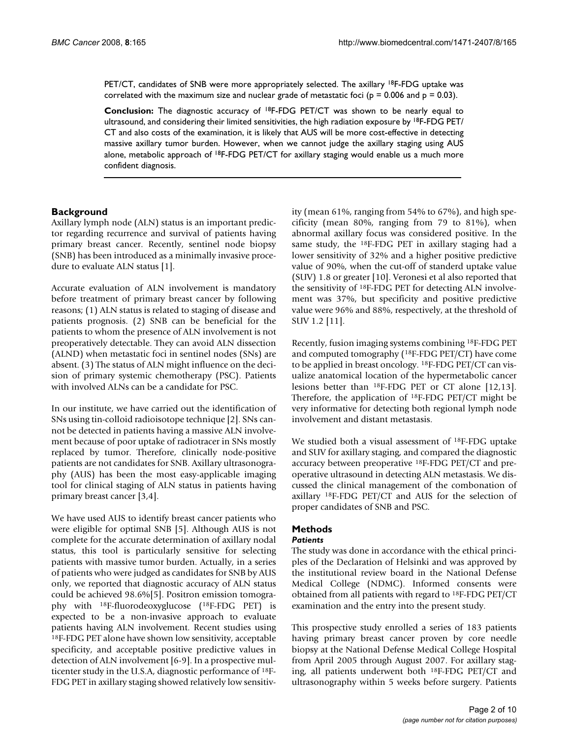PET/CT, candidates of SNB were more appropriately selected. The axillary $^{18}$F-FDG uptake was correlated with the maximum size and nuclear grade of metastatic foci ($p = 0.006$ and $p = 0.03$).

**Conclusion:** The diagnostic accuracy of $^{18}$F-FDG PET/CT was shown to be nearly equal to ultrasound, and considering their limited sensitivities, the high radiation exposure by $^{18}$F-FDG PET/CT and also costs of the examination, it is likely that AUS will be more cost-effective in detecting massive axillary tumor burden. However, when we cannot judge the axillary staging using AUS alone, metabolic approach of $^{18}$F-FDG PET/CT for axillary staging would enable us a much more confident diagnosis.

## Background

Axillary lymph node (ALN) status is an important predictor regarding recurrence and survival of patients having primary breast cancer. Recently, sentinel node biopsy (SNB) has been introduced as a minimally invasive procedure to evaluate ALN status [1].

Accurate evaluation of ALN involvement is mandatory before treatment of primary breast cancer by following reasons; (1) ALN status is related to staging of disease and patients prognosis. (2) SNB can be beneficial for the patients to whom the presence of ALN involvement is not preoperatively detectable. They can avoid ALN dissection (ALND) when metastatic foci in sentinel nodes (SNs) are absent. (3) The status of ALN might influence on the decision of primary systemic chemotherapy (PSC). Patients with involved ALNs can be a candidate for PSC.

In our institute, we have carried out the identification of SNs using tin-colloid radioisotope technique [2]. SNs cannot be detected in patients having a massive ALN involvement because of poor uptake of radiotracer in SNs mostly replaced by tumor. Therefore, clinically node-positive patients are not candidates for SNB. Axillary ultrasonography (AUS) has been the most easy-applicable imaging tool for clinical staging of ALN status in patients having primary breast cancer [3,4].

We have used AUS to identify breast cancer patients who were eligible for optimal SNB [5]. Although AUS is not complete for the accurate determination of axillary nodal status, this tool is particularly sensitive for selecting patients with massive tumor burden. Actually, in a series of patients who were judged as candidates for SNB by AUS only, we reported that diagnostic accuracy of ALN status could be achieved 98.6%[5]. Positron emission tomography with $^{18}$F-fluorodeoxyglucose ($^{18}$F-FDG PET) is expected to be a non-invasive approach to evaluate patients having ALN involvement. Recent studies using $^{18}$F-FDG PET alone have shown low sensitivity, acceptable specificity, and acceptable positive predictive values in detection of ALN involvement [6-9]. In a prospective multicenter study in the U.S.A, diagnostic performance of $^{18}$F-FDG PET in axillary staging showed relatively low sensitivity (mean 61%, ranging from 54% to 67%), and high specificity (mean 80%, ranging from 79 to 81%), when abnormal axillary focus was considered positive. In the same study, the $^{18}$F-FDG PET in axillary staging had a lower sensitivity of 32% and a higher positive predictive value of 90%, when the cut-off of standerd uptake value (SUV) 1.8 or greater [10]. Veronesi et al also reported that the sensitivity of $^{18}$F-FDG PET for detecting ALN involvement was 37%, but specificity and positive predictive value were 96% and 88%, respectively, at the threshold of SUV 1.2 [11].

Recently, fusion imaging systems combining $^{18}$F-FDG PET and computed tomography ($^{18}$F-FDG PET/CT) have come to be applied in breast oncology. $^{18}$F-FDG PET/CT can visualize anatomical location of the hypermetabolic cancer lesions better than $^{18}$F-FDG PET or CT alone [12,13]. Therefore, the application of $^{18}$F-FDG PET/CT might be very informative for detecting both regional lymph node involvement and distant metastasis.

We studied both a visual assessment of $^{18}$F-FDG uptake and SUV for axillary staging, and compared the diagnostic accuracy between preoperative $^{18}$F-FDG PET/CT and preoperative ultrasound in detecting ALN metastasis. We discussed the clinical management of the combonation of axillary $^{18}$F-FDG PET/CT and AUS for the selection of proper candidates of SNB and PSC.

## Methods

### *Patients*

The study was done in accordance with the ethical principles of the Declaration of Helsinki and was approved by the institutional review board in the National Defense Medical College (NDMC). Informed consents were obtained from all patients with regard to $^{18}$F-FDG PET/CT examination and the entry into the present study.

This prospective study enrolled a series of 183 patients having primary breast cancer proven by core needle biopsy at the National Defense Medical College Hospital from April 2005 through August 2007. For axillary staging, all patients underwent both $^{18}$F-FDG PET/CT and ultrasonography within 5 weeks before surgery. Patients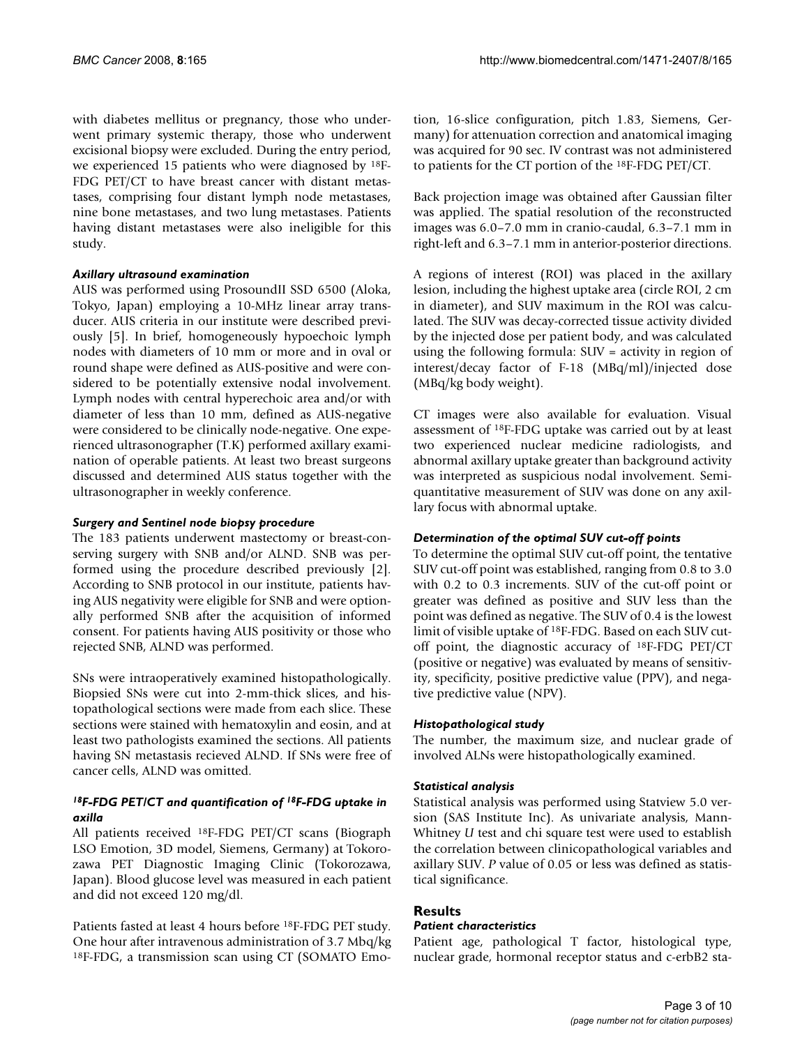with diabetes mellitus or pregnancy, those who underwent primary systemic therapy, those who underwent excisional biopsy were excluded. During the entry period, we experienced 15 patients who were diagnosed by $^{18}$F-FDG PET/CT to have breast cancer with distant metastases, comprising four distant lymph node metastases, nine bone metastases, and two lung metastases. Patients having distant metastases were also ineligible for this study.

### *Axillary ultrasound examination*

AUS was performed using ProsoundII SSD 6500 (Aloka, Tokyo, Japan) employing a 10-MHz linear array transducer. AUS criteria in our institute were described previously [5]. In brief, homogeneously hypoechoic lymph nodes with diameters of 10 mm or more and in oval or round shape were defined as AUS-positive and were considered to be potentially extensive nodal involvement. Lymph nodes with central hyperechoic area and/or with diameter of less than 10 mm, defined as AUS-negative were considered to be clinically node-negative. One experienced ultrasonographer (T.K) performed axillary examination of operable patients. At least two breast surgeons discussed and determined AUS status together with the ultrasonographer in weekly conference.

### *Surgery and Sentinel node biopsy procedure*

The 183 patients underwent mastectomy or breast-conserving surgery with SNB and/or ALND. SNB was performed using the procedure described previously [2]. According to SNB protocol in our institute, patients having AUS negativity were eligible for SNB and were optionally performed SNB after the acquisition of informed consent. For patients having AUS positivity or those who rejected SNB, ALND was performed.

SNs were intraoperatively examined histopathologically. Biopsied SNs were cut into 2-mm-thick slices, and histopathological sections were made from each slice. These sections were stained with hematoxylin and eosin, and at least two pathologists examined the sections. All patients having SN metastasis recieved ALND. If SNs were free of cancer cells, ALND was omitted.

### *$^{18}$F-FDG PET/CT and quantification of $^{18}$F-FDG uptake in axilla*

All patients received $^{18}$F-FDG PET/CT scans (Biograph LSO Emotion, 3D model, Siemens, Germany) at Tokorozawa PET Diagnostic Imaging Clinic (Tokorozawa, Japan). Blood glucose level was measured in each patient and did not exceed 120 mg/dl.

Patients fasted at least 4 hours before $^{18}$F-FDG PET study. One hour after intravenous administration of 3.7 Mbq/kg $^{18}$F-FDG, a transmission scan using CT (SOMATO Emotion, 16-slice configuration, pitch 1.83, Siemens, Germany) for attenuation correction and anatomical imaging was acquired for 90 sec. IV contrast was not administered to patients for the CT portion of the $^{18}$F-FDG PET/CT.

Back projection image was obtained after Gaussian filter was applied. The spatial resolution of the reconstructed images was 6.0–7.0 mm in cranio-caudal, 6.3–7.1 mm in right-left and 6.3–7.1 mm in anterior-posterior directions.

A regions of interest (ROI) was placed in the axillary lesion, including the highest uptake area (circle ROI, 2 cm in diameter), and SUV maximum in the ROI was calculated. The SUV was decay-corrected tissue activity divided by the injected dose per patient body, and was calculated using the following formula: SUV = activity in region of interest/decay factor of F-18 (MBq/ml)/injected dose (MBq/kg body weight).

CT images were also available for evaluation. Visual assessment of $^{18}$F-FDG uptake was carried out by at least two experienced nuclear medicine radiologists, and abnormal axillary uptake greater than background activity was interpreted as suspicious nodal involvement. Semi-quantitative measurement of SUV was done on any axillary focus with abnormal uptake.

### *Determination of the optimal SUV cut-off points*

To determine the optimal SUV cut-off point, the tentative SUV cut-off point was established, ranging from 0.8 to 3.0 with 0.2 to 0.3 increments. SUV of the cut-off point or greater was defined as positive and SUV less than the point was defined as negative. The SUV of 0.4 is the lowest limit of visible uptake of $^{18}$F-FDG. Based on each SUV cut-off point, the diagnostic accuracy of $^{18}$F-FDG PET/CT (positive or negative) was evaluated by means of sensitivity, specificity, positive predictive value (PPV), and negative predictive value (NPV).

### *Histopathological study*

The number, the maximum size, and nuclear grade of involved ALNs were histopathologically examined.

### *Statistical analysis*

Statistical analysis was performed using Statview 5.0 version (SAS Institute Inc). As univariate analysis, Mann-Whitney *U* test and chi square test were used to establish the correlation between clinicopathological variables and axillary SUV. *P* value of 0.05 or less was defined as statistical significance.

## Results

### *Patient characteristics*

Patient age, pathological T factor, histological type, nuclear grade, hormonal receptor status and c-erbB2 sta-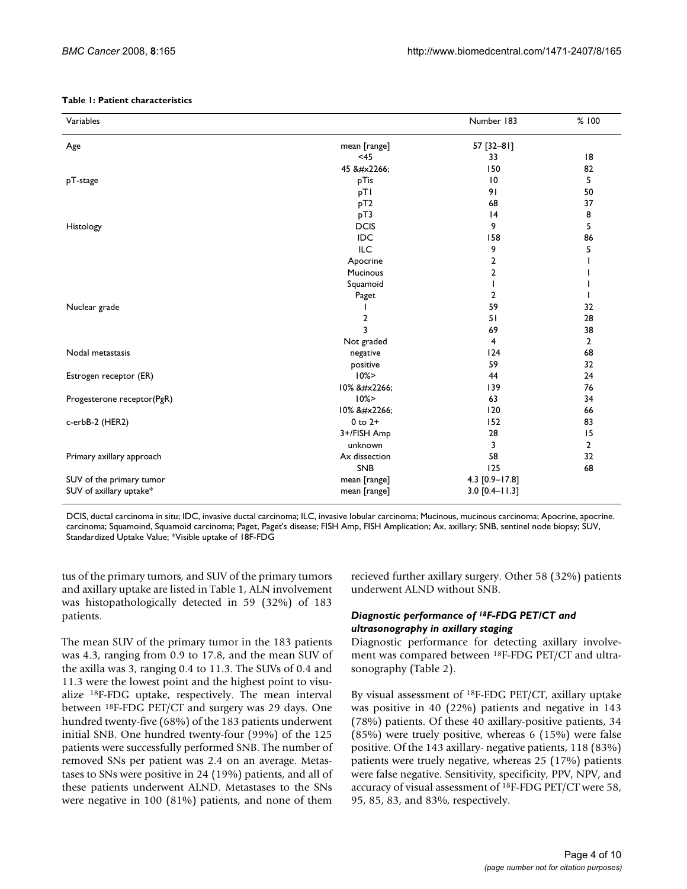**Table 1: Patient characteristics**

| Variables | | Number 183 | % 100 |
|---|---|---|---|
| Age | mean [range] | 57 [32–81] | |
| | <45 | 33 | 18 |
| | 45 &#x2266; | 150 | 82 |
| pT-stage | pTis | 10 | 5 |
| | pT1 | 91 | 50 |
| | pT2 | 68 | 37 |
| | pT3 | 14 | 8 |
| Histology | DCIS | 9 | 5 |
| | IDC | 158 | 86 |
| | ILC | 9 | 5 |
| | Apocrine | 2 | 1 |
| | Mucinous | 2 | 1 |
| | Squamoid | 1 | 1 |
| | Paget | 2 | 1 |
| Nuclear grade | 1 | 59 | 32 |
| | 2 | 51 | 28 |
| | 3 | 69 | 38 |
| | Not graded | 4 | 2 |
| Nodal metastasis | negative | 124 | 68 |
| | positive | 59 | 32 |
| Estrogen receptor (ER) | 10%> | 44 | 24 |
| | 10% &#x2266; | 139 | 76 |
| Progesterone receptor(PgR) | 10%> | 63 | 34 |
| | 10% &#x2266; | 120 | 66 |
| c-erbB-2 (HER2) | 0 to 2+ | 152 | 83 |
| | 3+/FISH Amp | 28 | 15 |
| | unknown | 3 | 2 |
| Primary axillary approach | Ax dissection | 58 | 32 |
| | SNB | 125 | 68 |
| SUV of the primary tumor | mean [range] | 4.3 [0.9–17.8] | |
| SUV of axillary uptake* | mean [range] | 3.0 [0.4–11.3] | |

DCIS, ductal carcinoma in situ; IDC, invasive ductal carcinoma; ILC, invasive lobular carcinoma; Mucinous, mucinous carcinoma; Apocrine, apocrine. carcinoma; Squamoind, Squamoid carcinoma; Paget, Paget's disease; FISH Amp, FISH Amplication; Ax, axillary; SNB, sentinel node biopsy; SUV, Standardized Uptake Value; *Visible uptake of 18F-FDG

tus of the primary tumors, and SUV of the primary tumors and axillary uptake are listed in Table 1, ALN involvement was histopathologically detected in 59 (32%) of 183 patients.

The mean SUV of the primary tumor in the 183 patients was 4.3, ranging from 0.9 to 17.8, and the mean SUV of the axilla was 3, ranging 0.4 to 11.3. The SUVs of 0.4 and 11.3 were the lowest point and the highest point to visualize $^{18}$F-FDG uptake, respectively. The mean interval between $^{18}$F-FDG PET/CT and surgery was 29 days. One hundred twenty-five (68%) of the 183 patients underwent initial SNB. One hundred twenty-four (99%) of the 125 patients were successfully performed SNB. The number of removed SNs per patient was 2.4 on an average. Metastases to SNs were positive in 24 (19%) patients, and all of these patients underwent ALND. Metastases to the SNs were negative in 100 (81%) patients, and none of them recieved further axillary surgery. Other 58 (32%) patients underwent ALND without SNB.

### *Diagnostic performance of $^{18}$F-FDG PET/CT and ultrasonography in axillary staging*

Diagnostic performance for detecting axillary involvement was compared between $^{18}$F-FDG PET/CT and ultrasonography (Table 2).

By visual assessment of $^{18}$F-FDG PET/CT, axillary uptake was positive in 40 (22%) patients and negative in 143 (78%) patients. Of these 40 axillary-positive patients, 34 (85%) were truely positive, whereas 6 (15%) were false positive. Of the 143 axillary- negative patients, 118 (83%) patients were truely negative, whereas 25 (17%) patients were false negative. Sensitivity, specificity, PPV, NPV, and accuracy of visual assessment of $^{18}$F-FDG PET/CT were 58, 95, 85, 83, and 83%, respectively.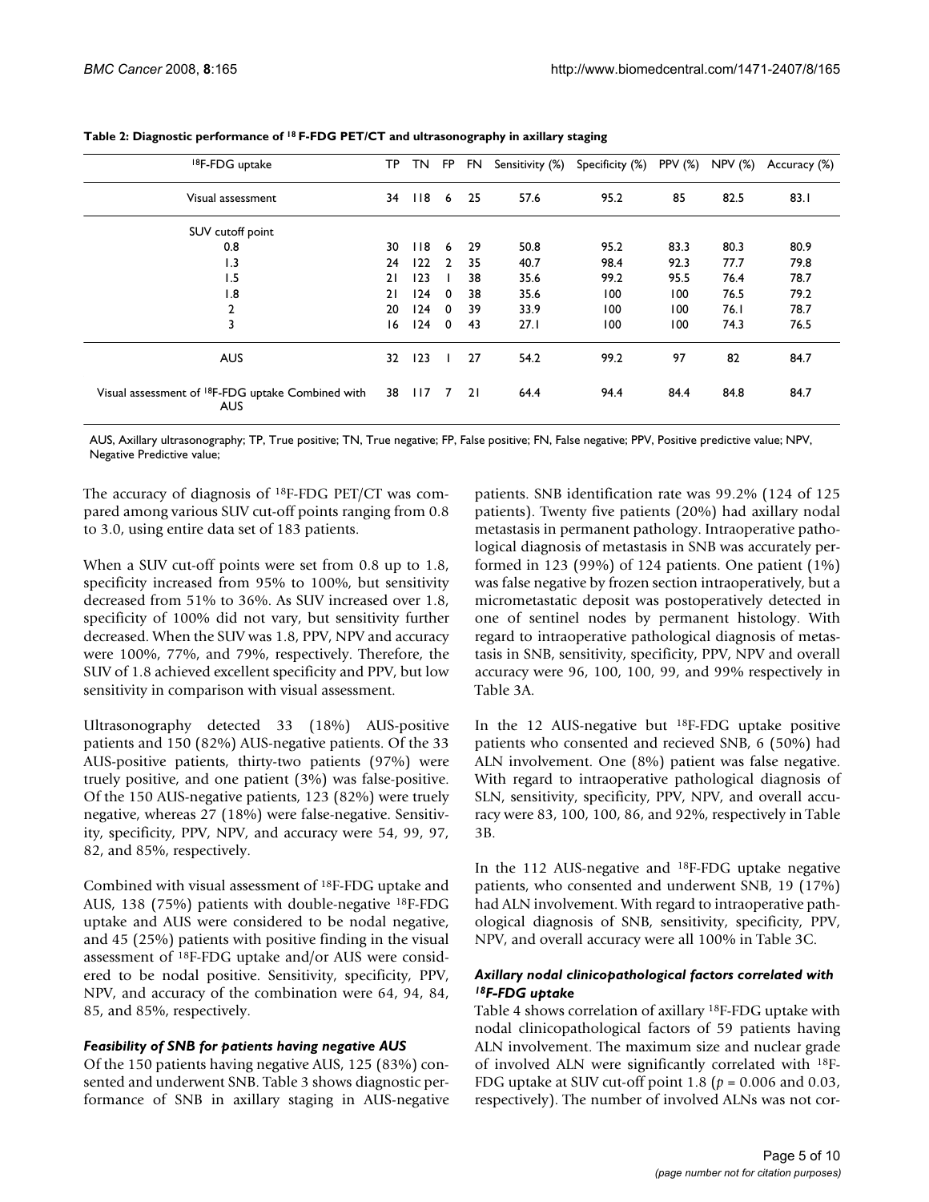**Table 2: Diagnostic performance of $^{18}$F-FDG PET/CT and ultrasonography in axillary staging**

| $^{18}$F-FDG uptake | TP | TN | FP | FN | Sensitivity (%) | Specificity (%) | PPV (%) | NPV (%) | Accuracy (%) |
|---|---|---|---|---|---|---|---|---|---|
| Visual assessment | 34 | 118 | 6 | 25 | 57.6 | 95.2 | 85 | 82.5 | 83.1 |
| SUV cutoff point | | | | | | | | | |
| 0.8 | 30 | 118 | 6 | 29 | 50.8 | 95.2 | 83.3 | 80.3 | 80.9 |
| 1.3 | 24 | 122 | 2 | 35 | 40.7 | 98.4 | 92.3 | 77.7 | 79.8 |
| 1.5 | 21 | 123 | 1 | 38 | 35.6 | 99.2 | 95.5 | 76.4 | 78.7 |
| 1.8 | 21 | 124 | 0 | 38 | 35.6 | 100 | 100 | 76.5 | 79.2 |
| 2 | 20 | 124 | 0 | 39 | 33.9 | 100 | 100 | 76.1 | 78.7 |
| 3 | 16 | 124 | 0 | 43 | 27.1 | 100 | 100 | 74.3 | 76.5 |
| AUS | 32 | 123 | 1 | 27 | 54.2 | 99.2 | 97 | 82 | 84.7 |
| Visual assessment of $^{18}$F-FDG uptake Combined with AUS | 38 | 117 | 7 | 21 | 64.4 | 94.4 | 84.4 | 84.8 | 84.7 |

AUS, Axillary ultrasonography; TP, True positive; TN, True negative; FP, False positive; FN, False negative; PPV, Positive predictive value; NPV, Negative Predictive value;

The accuracy of diagnosis of $^{18}$F-FDG PET/CT was compared among various SUV cut-off points ranging from 0.8 to 3.0, using entire data set of 183 patients.

When a SUV cut-off points were set from 0.8 up to 1.8, specificity increased from 95% to 100%, but sensitivity decreased from 51% to 36%. As SUV increased over 1.8, specificity of 100% did not vary, but sensitivity further decreased. When the SUV was 1.8, PPV, NPV and accuracy were 100%, 77%, and 79%, respectively. Therefore, the SUV of 1.8 achieved excellent specificity and PPV, but low sensitivity in comparison with visual assessment.

Ultrasonography detected 33 (18%) AUS-positive patients and 150 (82%) AUS-negative patients. Of the 33 AUS-positive patients, thirty-two patients (97%) were truely positive, and one patient (3%) was false-positive. Of the 150 AUS-negative patients, 123 (82%) were truely negative, whereas 27 (18%) were false-negative. Sensitivity, specificity, PPV, NPV, and accuracy were 54, 99, 97, 82, and 85%, respectively.

Combined with visual assessment of $^{18}$F-FDG uptake and AUS, 138 (75%) patients with double-negative $^{18}$F-FDG uptake and AUS were considered to be nodal negative, and 45 (25%) patients with positive finding in the visual assessment of $^{18}$F-FDG uptake and/or AUS were considered to be nodal positive. Sensitivity, specificity, PPV, NPV, and accuracy of the combination were 64, 94, 84, 85, and 85%, respectively.

### *Feasibility of SNB for patients having negative AUS*

Of the 150 patients having negative AUS, 125 (83%) consented and underwent SNB. Table 3 shows diagnostic performance of SNB in axillary staging in AUS-negative patients. SNB identification rate was 99.2% (124 of 125 patients). Twenty five patients (20%) had axillary nodal metastasis in permanent pathology. Intraoperative pathological diagnosis of metastasis in SNB was accurately performed in 123 (99%) of 124 patients. One patient (1%) was false negative by frozen section intraoperatively, but a micrometastatic deposit was postoperatively detected in one of sentinel nodes by permanent histology. With regard to intraoperative pathological diagnosis of metastasis in SNB, sensitivity, specificity, PPV, NPV and overall accuracy were 96, 100, 100, 99, and 99% respectively in Table 3A.

In the 12 AUS-negative but $^{18}$F-FDG uptake positive patients who consented and recieved SNB, 6 (50%) had ALN involvement. One (8%) patient was false negative. With regard to intraoperative pathological diagnosis of SLN, sensitivity, specificity, PPV, NPV, and overall accuracy were 83, 100, 100, 86, and 92%, respectively in Table 3B.

In the 112 AUS-negative and $^{18}$F-FDG uptake negative patients, who consented and underwent SNB, 19 (17%) had ALN involvement. With regard to intraoperative pathological diagnosis of SNB, sensitivity, specificity, PPV, NPV, and overall accuracy were all 100% in Table 3C.

### *Axillary nodal clinicopathological factors correlated with $^{18}$F-FDG uptake*

Table 4 shows correlation of axillary $^{18}$F-FDG uptake with nodal clinicopathological factors of 59 patients having ALN involvement. The maximum size and nuclear grade of involved ALN were significantly correlated with $^{18}$F-FDG uptake at SUV cut-off point 1.8 ($p = 0.006$ and 0.03, respectively). The number of involved ALNs was not cor-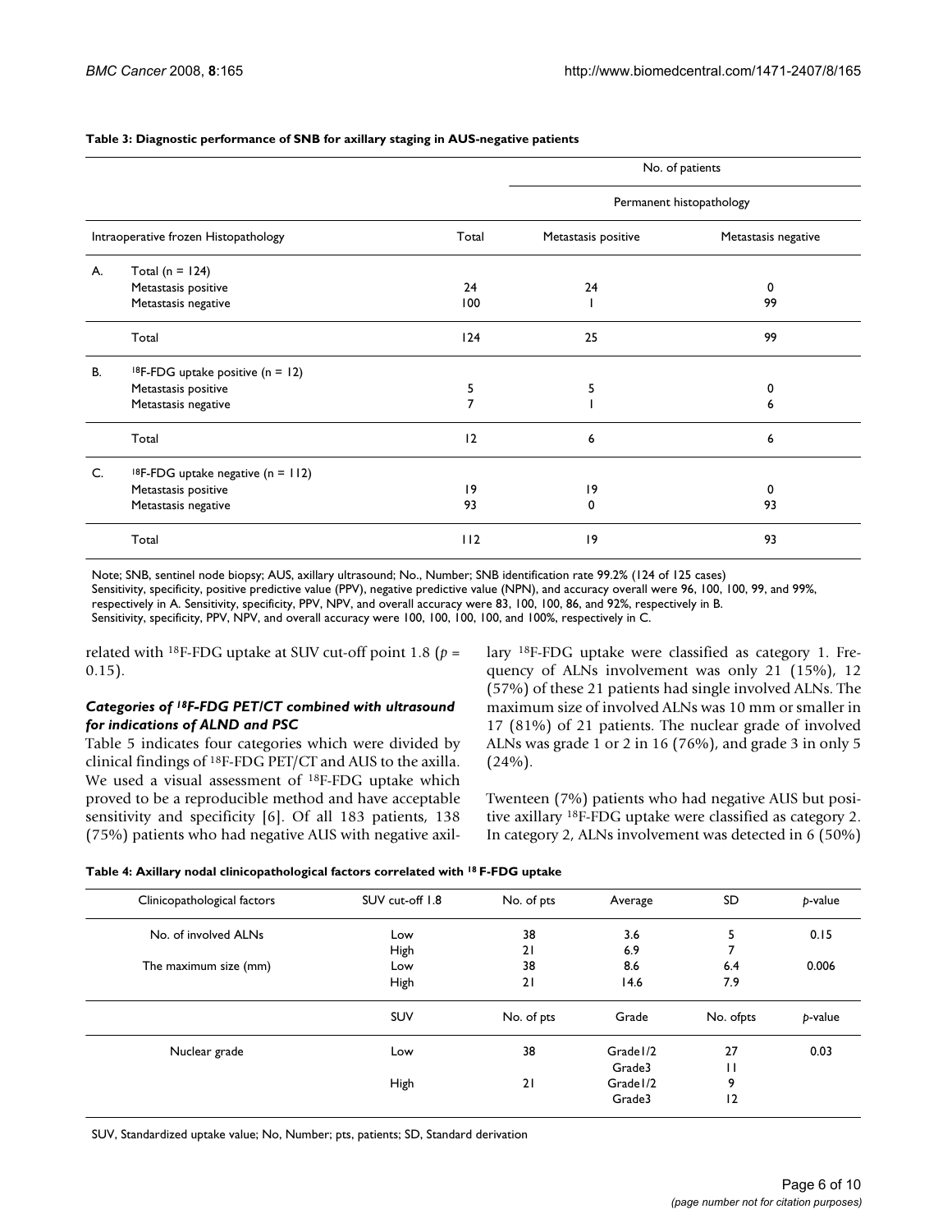**Table 3: Diagnostic performance of SNB for axillary staging in AUS-negative patients**

| | | | No. of patients | |
|---|---|---|---|---|
| | | | Permanent histopathology | |
| Intraoperative frozen Histopathology | | Total | Metastasis positive | Metastasis negative |
| A. | Total (n = 124) | | | |
| | Metastasis positive | 24 | 24 | 0 |
| | Metastasis negative | 100 | 1 | 99 |
| | Total | 124 | 25 | 99 |
| B. | $^{18}$F-FDG uptake positive (n = 12) | | | |
| | Metastasis positive | 5 | 5 | 0 |
| | Metastasis negative | 7 | 1 | 6 |
| | Total | 12 | 6 | 6 |
| C. | $^{18}$F-FDG uptake negative (n = 112) | | | |
| | Metastasis positive | 19 | 19 | 0 |
| | Metastasis negative | 93 | 0 | 93 |
| | Total | 112 | 19 | 93 |

Note; SNB, sentinel node biopsy; AUS, axillary ultrasound; No., Number; SNB identification rate 99.2% (124 of 125 cases)
Sensitivity, specificity, positive predictive value (PPV), negative predictive value (NPN), and accuracy overall were 96, 100, 100, 99, and 99%, respectively in A. Sensitivity, specificity, PPV, NPV, and overall accuracy were 83, 100, 100, 86, and 92%, respectively in B.
Sensitivity, specificity, PPV, NPV, and overall accuracy were 100, 100, 100, 100, and 100%, respectively in C.

related with $^{18}$F-FDG uptake at SUV cut-off point 1.8 ($p$ = 0.15).

### *Categories of $^{18}$F-FDG PET/CT combined with ultrasound for indications of ALND and PSC*

Table 5 indicates four categories which were divided by clinical findings of $^{18}$F-FDG PET/CT and AUS to the axilla. We used a visual assessment of $^{18}$F-FDG uptake which proved to be a reproducible method and have acceptable sensitivity and specificity [6]. Of all 183 patients, 138 (75%) patients who had negative AUS with negative axillary $^{18}$F-FDG uptake were classified as category 1. Frequency of ALNs involvement was only 21 (15%), 12 (57%) of these 21 patients had single involved ALNs. The maximum size of involved ALNs was 10 mm or smaller in 17 (81%) of 21 patients. The nuclear grade of involved ALNs was grade 1 or 2 in 16 (76%), and grade 3 in only 5 (24%).

Twenteen (7%) patients who had negative AUS but positive axillary $^{18}$F-FDG uptake were classified as category 2. In category 2, ALNs involvement was detected in 6 (50%)

**Table 4: Axillary nodal clinicopathological factors correlated with $^{18}$F-FDG uptake**

| Clinicopathological factors | SUV cut-off 1.8 | No. of pts | Average | SD | $p$-value |
|---|---|---|---|---|---|
| No. of involved ALNs | Low | 38 | 3.6 | 5 | 0.15 |
| | High | 21 | 6.9 | 7 | |
| The maximum size (mm) | Low | 38 | 8.6 | 6.4 | 0.006 |
| | High | 21 | 14.6 | 7.9 | |
| | SUV | No. of pts | Grade | No. ofpts | $p$-value |
| Nuclear grade | Low | 38 | Grade1/2 | 27 | 0.03 |
| | | | Grade3 | 11 | |
| | High | 21 | Grade1/2 | 9 | |
| | | | Grade3 | 12 | |

SUV, Standardized uptake value; No, Number; pts, patients; SD, Standard derivation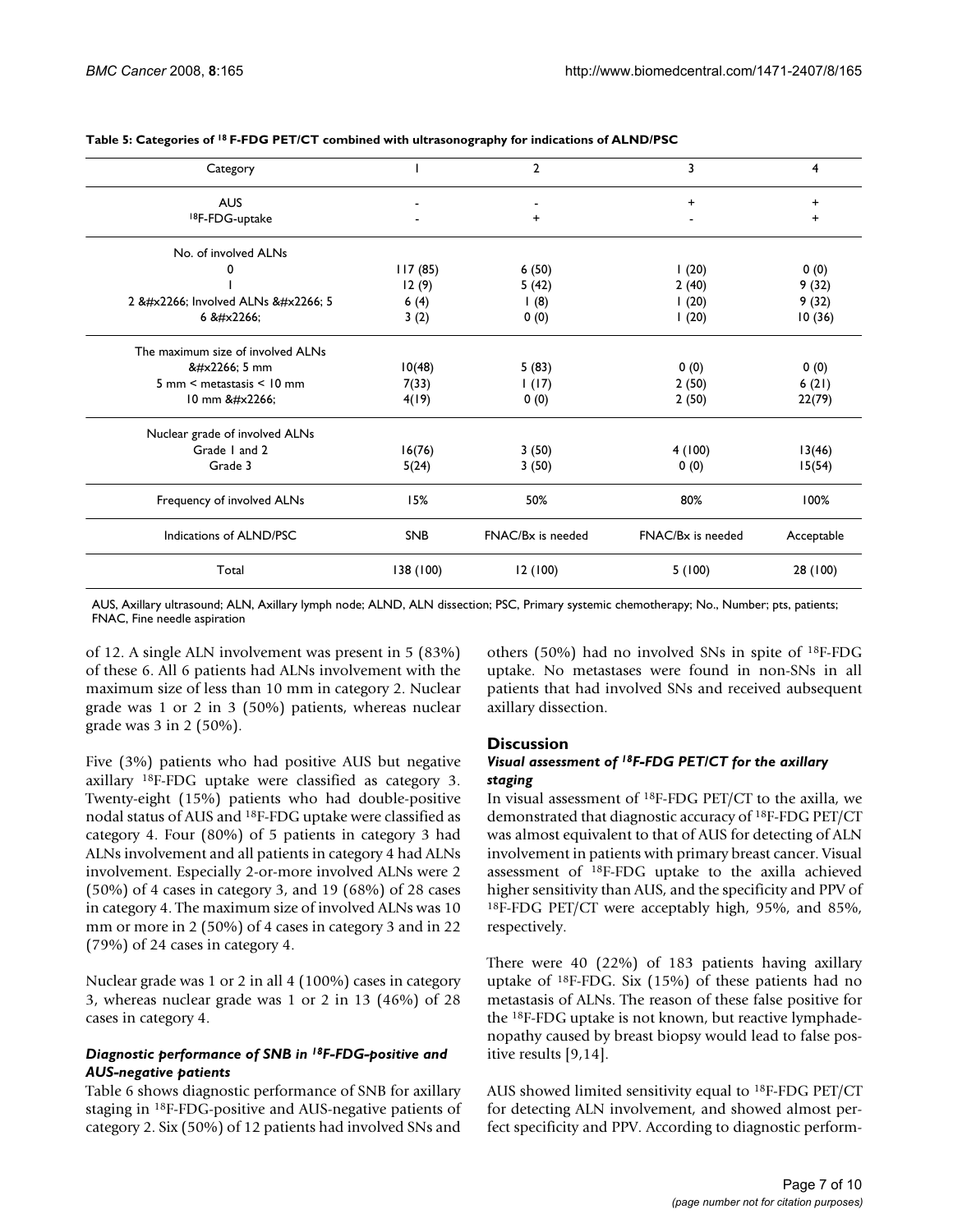**Table 5: Categories of [18] F-FDG PET/CT combined with ultrasonography for indications of ALND/PSC**

| Category | 1 | 2 | 3 | 4 |
|---|---|---|---|---|
| AUS | - | - | + | + |
| [18]F-FDG-uptake | - | + | - | + |
| No. of involved ALNs | | | | |
| 0 | 117 (85) | 6 (50) | 1 (20) | 0 (0) |
| 1 | 12 (9) | 5 (42) | 2 (40) | 9 (32) |
| 2 &#x2266; Involved ALNs &#x2266; 5 | 6 (4) | 1 (8) | 1 (20) | 9 (32) |
| 6 &#x2266; | 3 (2) | 0 (0) | 1 (20) | 10 (36) |
| The maximum size of involved ALNs | | | | |
| &#x2266; 5 mm | 10(48) | 5 (83) | 0 (0) | 0 (0) |
| 5 mm < metastasis < 10 mm | 7(33) | 1 (17) | 2 (50) | 6 (21) |
| 10 mm &#x2266; | 4(19) | 0 (0) | 2 (50) | 22(79) |
| Nuclear grade of involved ALNs | | | | |
| Grade 1 and 2 | 16(76) | 3 (50) | 4 (100) | 13(46) |
| Grade 3 | 5(24) | 3 (50) | 0 (0) | 15(54) |
| Frequency of involved ALNs | 15% | 50% | 80% | 100% |
| Indications of ALND/PSC | SNB | FNAC/Bx is needed | FNAC/Bx is needed | Acceptable |
| Total | 138 (100) | 12 (100) | 5 (100) | 28 (100) |

AUS, Axillary ultrasound; ALN, Axillary lymph node; ALND, ALN dissection; PSC, Primary systemic chemotherapy; No., Number; pts, patients; FNAC, Fine needle aspiration

of 12. A single ALN involvement was present in 5 (83%) of these 6. All 6 patients had ALNs involvement with the maximum size of less than 10 mm in category 2. Nuclear grade was 1 or 2 in 3 (50%) patients, whereas nuclear grade was 3 in 2 (50%).

Five (3%) patients who had positive AUS but negative axillary [18]F-FDG uptake were classified as category 3. Twenty-eight (15%) patients who had double-positive nodal status of AUS and [18]F-FDG uptake were classified as category 4. Four (80%) of 5 patients in category 3 had ALNs involvement and all patients in category 4 had ALNs involvement. Especially 2-or-more involved ALNs were 2 (50%) of 4 cases in category 3, and 19 (68%) of 28 cases in category 4. The maximum size of involved ALNs was 10 mm or more in 2 (50%) of 4 cases in category 3 and in 22 (79%) of 24 cases in category 4.

Nuclear grade was 1 or 2 in all 4 (100%) cases in category 3, whereas nuclear grade was 1 or 2 in 13 (46%) of 28 cases in category 4.

### *Diagnostic performance of SNB in [18]F-FDG-positive and AUS-negative patients*

Table 6 shows diagnostic performance of SNB for axillary staging in [18]F-FDG-positive and AUS-negative patients of category 2. Six (50%) of 12 patients had involved SNs and others (50%) had no involved SNs in spite of [18]F-FDG uptake. No metastases were found in non-SNs in all patients that had involved SNs and received aubsequent axillary dissection.

## Discussion

### *Visual assessment of [18]F-FDG PET/CT for the axillary staging*

In visual assessment of [18]F-FDG PET/CT to the axilla, we demonstrated that diagnostic accuracy of [18]F-FDG PET/CT was almost equivalent to that of AUS for detecting of ALN involvement in patients with primary breast cancer. Visual assessment of [18]F-FDG uptake to the axilla achieved higher sensitivity than AUS, and the specificity and PPV of [18]F-FDG PET/CT were acceptably high, 95%, and 85%, respectively.

There were 40 (22%) of 183 patients having axillary uptake of [18]F-FDG. Six (15%) of these patients had no metastasis of ALNs. The reason of these false positive for the [18]F-FDG uptake is not known, but reactive lymphadenopathy caused by breast biopsy would lead to false positive results [9,14].

AUS showed limited sensitivity equal to [18]F-FDG PET/CT for detecting ALN involvement, and showed almost perfect specificity and PPV. According to diagnostic perform-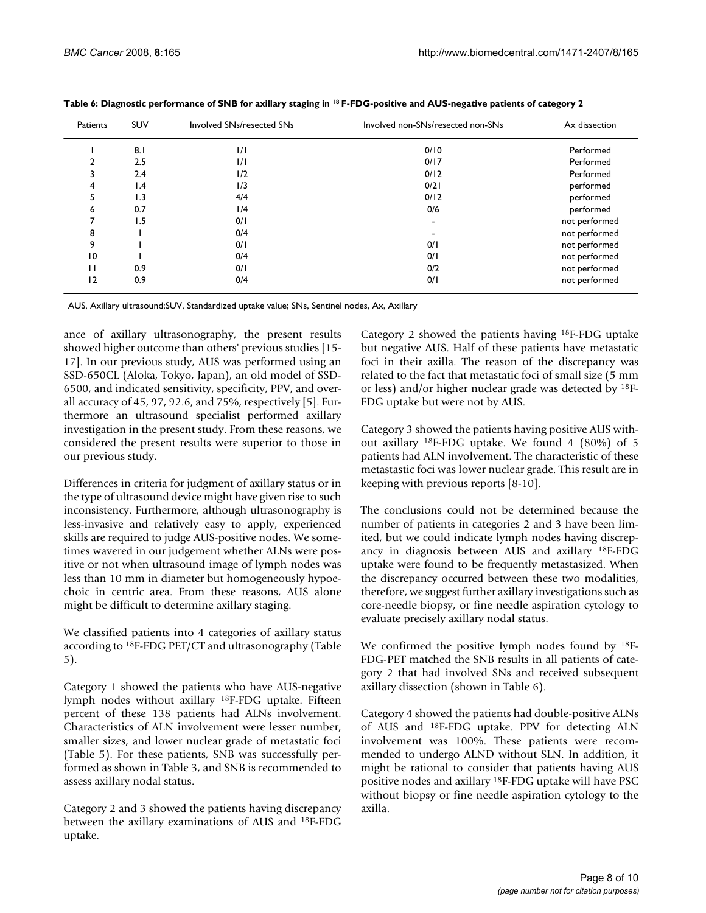**Table 6: Diagnostic performance of SNB for axillary staging in $^{18}$F-FDG-positive and AUS-negative patients of category 2**

| Patients | SUV | Involved SNs/resected SNs | Involved non-SNs/resected non-SNs | Ax dissection |
|---|---|---|---|---|
| 1 | 8.1 | 1/1 | 0/10 | Performed |
| 2 | 2.5 | 1/1 | 0/17 | Performed |
| 3 | 2.4 | 1/2 | 0/12 | Performed |
| 4 | 1.4 | 1/3 | 0/21 | performed |
| 5 | 1.3 | 4/4 | 0/12 | performed |
| 6 | 0.7 | 1/4 | 0/6 | performed |
| 7 | 1.5 | 0/1 | - | not performed |
| 8 | 1 | 0/4 | - | not performed |
| 9 | 1 | 0/1 | 0/1 | not performed |
| 10 | 1 | 0/4 | 0/1 | not performed |
| 11 | 0.9 | 0/1 | 0/2 | not performed |
| 12 | 0.9 | 0/4 | 0/1 | not performed |

AUS, Axillary ultrasound;SUV, Standardized uptake value; SNs, Sentinel nodes, Ax, Axillary

ance of axillary ultrasonography, the present results showed higher outcome than others' previous studies [15-17]. In our previous study, AUS was performed using an SSD-650CL (Aloka, Tokyo, Japan), an old model of SSD-6500, and indicated sensitivity, specificity, PPV, and overall accuracy of 45, 97, 92.6, and 75%, respectively [5]. Furthermore an ultrasound specialist performed axillary investigation in the present study. From these reasons, we considered the present results were superior to those in our previous study.

Differences in criteria for judgment of axillary status or in the type of ultrasound device might have given rise to such inconsistency. Furthermore, although ultrasonography is less-invasive and relatively easy to apply, experienced skills are required to judge AUS-positive nodes. We sometimes wavered in our judgement whether ALNs were positive or not when ultrasound image of lymph nodes was less than 10 mm in diameter but homogeneously hypoechoic in centric area. From these reasons, AUS alone might be difficult to determine axillary staging.

We classified patients into 4 categories of axillary status according to $^{18}$F-FDG PET/CT and ultrasonography (Table 5).

Category 1 showed the patients who have AUS-negative lymph nodes without axillary $^{18}$F-FDG uptake. Fifteen percent of these 138 patients had ALNs involvement. Characteristics of ALN involvement were lesser number, smaller sizes, and lower nuclear grade of metastatic foci (Table 5). For these patients, SNB was successfully performed as shown in Table 3, and SNB is recommended to assess axillary nodal status.

Category 2 and 3 showed the patients having discrepancy between the axillary examinations of AUS and $^{18}$F-FDG uptake.

Category 2 showed the patients having $^{18}$F-FDG uptake but negative AUS. Half of these patients have metastatic foci in their axilla. The reason of the discrepancy was related to the fact that metastatic foci of small size (5 mm or less) and/or higher nuclear grade was detected by $^{18}$F-FDG uptake but were not by AUS.

Category 3 showed the patients having positive AUS without axillary $^{18}$F-FDG uptake. We found 4 (80%) of 5 patients had ALN involvement. The characteristic of these metastastic foci was lower nuclear grade. This result are in keeping with previous reports [8-10].

The conclusions could not be determined because the number of patients in categories 2 and 3 have been limited, but we could indicate lymph nodes having discrepancy in diagnosis between AUS and axillary $^{18}$F-FDG uptake were found to be frequently metastasized. When the discrepancy occurred between these two modalities, therefore, we suggest further axillary investigations such as core-needle biopsy, or fine needle aspiration cytology to evaluate precisely axillary nodal status.

We confirmed the positive lymph nodes found by $^{18}$F-FDG-PET matched the SNB results in all patients of category 2 that had involved SNs and received subsequent axillary dissection (shown in Table 6).

Category 4 showed the patients had double-positive ALNs of AUS and $^{18}$F-FDG uptake. PPV for detecting ALN involvement was 100%. These patients were recommended to undergo ALND without SLN. In addition, it might be rational to consider that patients having AUS positive nodes and axillary $^{18}$F-FDG uptake will have PSC without biopsy or fine needle aspiration cytology to the axilla.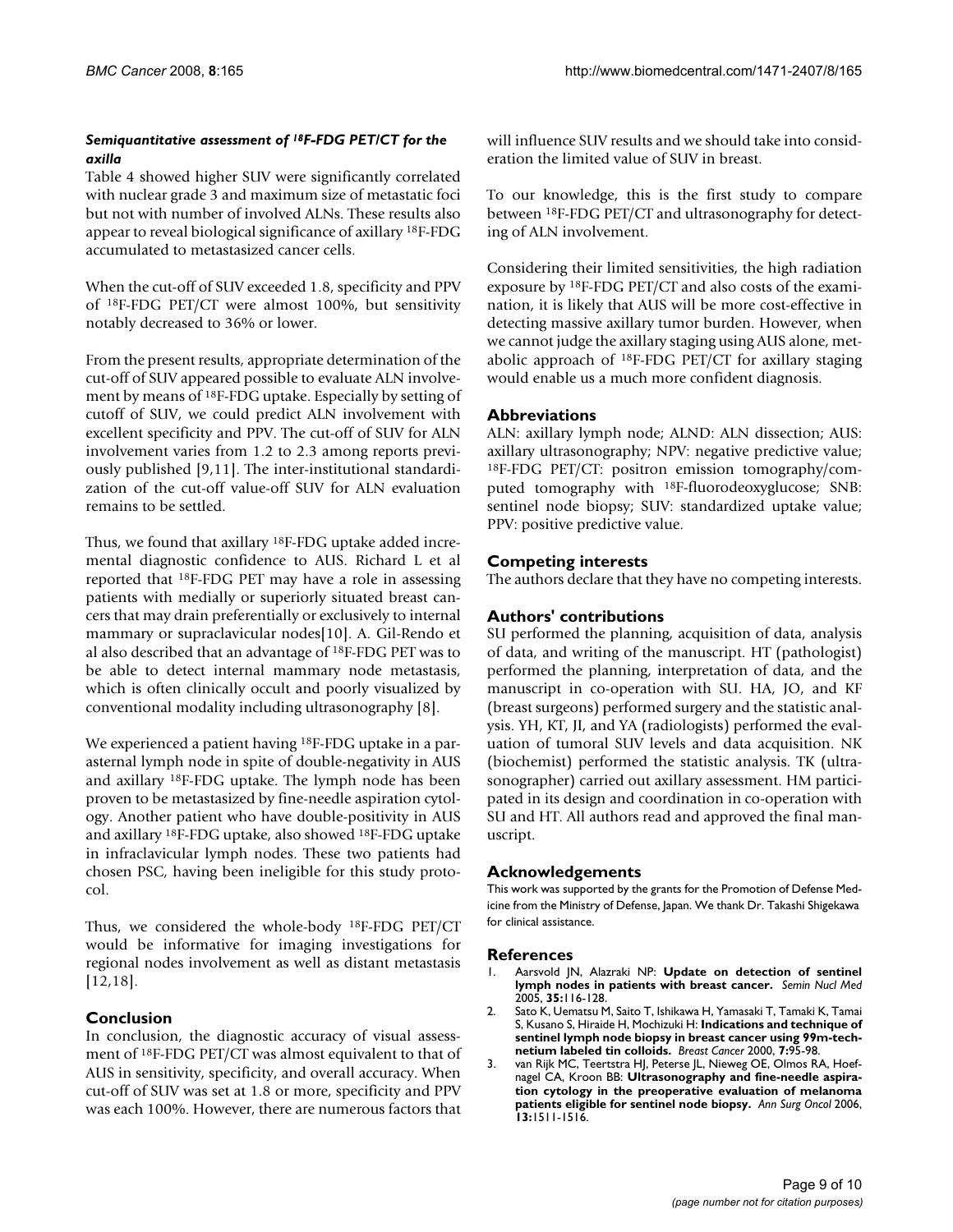### *Semiquantitative assessment of $^{18}$F-FDG PET/CT for the axilla*

Table 4 showed higher SUV were significantly correlated with nuclear grade 3 and maximum size of metastatic foci but not with number of involved ALNs. These results also appear to reveal biological significance of axillary $^{18}$F-FDG accumulated to metastasized cancer cells.

When the cut-off of SUV exceeded 1.8, specificity and PPV of $^{18}$F-FDG PET/CT were almost 100%, but sensitivity notably decreased to 36% or lower.

From the present results, appropriate determination of the cut-off of SUV appeared possible to evaluate ALN involvement by means of $^{18}$F-FDG uptake. Especially by setting of cutoff of SUV, we could predict ALN involvement with excellent specificity and PPV. The cut-off of SUV for ALN involvement varies from 1.2 to 2.3 among reports previously published [9,11]. The inter-institutional standardization of the cut-off value-off SUV for ALN evaluation remains to be settled.

Thus, we found that axillary $^{18}$F-FDG uptake added incremental diagnostic confidence to AUS. Richard L et al reported that $^{18}$F-FDG PET may have a role in assessing patients with medially or superiorly situated breast cancers that may drain preferentially or exclusively to internal mammary or supraclavicular nodes[10]. A. Gil-Rendo et al also described that an advantage of $^{18}$F-FDG PET was to be able to detect internal mammary node metastasis, which is often clinically occult and poorly visualized by conventional modality including ultrasonography [8].

We experienced a patient having $^{18}$F-FDG uptake in a parasternal lymph node in spite of double-negativity in AUS and axillary $^{18}$F-FDG uptake. The lymph node has been proven to be metastasized by fine-needle aspiration cytology. Another patient who have double-positivity in AUS and axillary $^{18}$F-FDG uptake, also showed $^{18}$F-FDG uptake in infraclavicular lymph nodes. These two patients had chosen PSC, having been ineligible for this study protocol.

Thus, we considered the whole-body $^{18}$F-FDG PET/CT would be informative for imaging investigations for regional nodes involvement as well as distant metastasis [12,18].

## Conclusion

In conclusion, the diagnostic accuracy of visual assessment of $^{18}$F-FDG PET/CT was almost equivalent to that of AUS in sensitivity, specificity, and overall accuracy. When cut-off of SUV was set at 1.8 or more, specificity and PPV was each 100%. However, there are numerous factors that will influence SUV results and we should take into consideration the limited value of SUV in breast.

To our knowledge, this is the first study to compare between $^{18}$F-FDG PET/CT and ultrasonography for detecting of ALN involvement.

Considering their limited sensitivities, the high radiation exposure by $^{18}$F-FDG PET/CT and also costs of the examination, it is likely that AUS will be more cost-effective in detecting massive axillary tumor burden. However, when we cannot judge the axillary staging using AUS alone, metabolic approach of $^{18}$F-FDG PET/CT for axillary staging would enable us a much more confident diagnosis.

## Abbreviations

ALN: axillary lymph node; ALND: ALN dissection; AUS: axillary ultrasonography; NPV: negative predictive value; $^{18}$F-FDG PET/CT: positron emission tomography/computed tomography with $^{18}$F-fluorodeoxyglucose; SNB: sentinel node biopsy; SUV: standardized uptake value; PPV: positive predictive value.

## Competing interests

The authors declare that they have no competing interests.

## Authors' contributions

SU performed the planning, acquisition of data, analysis of data, and writing of the manuscript. HT (pathologist) performed the planning, interpretation of data, and the manuscript in co-operation with SU. HA, JO, and KF (breast surgeons) performed surgery and the statistic analysis. YH, KT, JI, and YA (radiologists) performed the evaluation of tumoral SUV levels and data acquisition. NK (biochemist) performed the statistic analysis. TK (ultrasonographer) carried out axillary assessment. HM participated in its design and coordination in co-operation with SU and HT. All authors read and approved the final manuscript.

## Acknowledgements

This work was supported by the grants for the Promotion of Defense Medicine from the Ministry of Defense, Japan. We thank Dr. Takashi Shigekawa for clinical assistance.

## References

1. Aarsvold JN, Alazraki NP: **Update on detection of sentinel lymph nodes in patients with breast cancer.** *Semin Nucl Med* 2005, **35:**116-128.
2. Sato K, Uematsu M, Saito T, Ishikawa H, Yamasaki T, Tamaki K, Tamai S, Kusano S, Hiraide H, Mochizuki H: **Indications and technique of sentinel lymph node biopsy in breast cancer using 99m-technetium labeled tin colloids.** *Breast Cancer* 2000, **7:**95-98.
3. van Rijk MC, Teertstra HJ, Peterse JL, Nieweg OE, Olmos RA, Hoefnagel CA, Kroon BB: **Ultrasonography and fine-needle aspiration cytology in the preoperative evaluation of melanoma patients eligible for sentinel node biopsy.** *Ann Surg Oncol* 2006, **13:**1511-1516.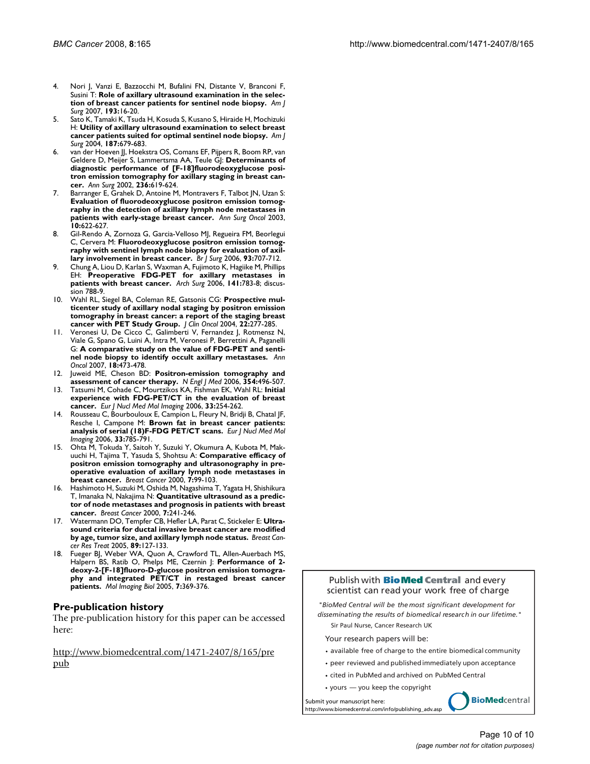4. Nori J, Vanzi E, Bazzocchi M, Bufalini FN, Distante V, Branconi F, Susini T: **Role of axillary ultrasound examination in the selection of breast cancer patients for sentinel node biopsy.** *Am J Surg* 2007, **193:**16-20.
5. Sato K, Tamaki K, Tsuda H, Kosuda S, Kusano S, Hiraide H, Mochizuki H: **Utility of axillary ultrasound examination to select breast cancer patients suited for optimal sentinel node biopsy.** *Am J Surg* 2004, **187:**679-683.
6. van der Hoeven JJ, Hoekstra OS, Comans EF, Pijpers R, Boom RP, van Geldere D, Meijer S, Lammertsma AA, Teule GJ: **Determinants of diagnostic performance of [F-18]fluorodeoxyglucose positron emission tomography for axillary staging in breast cancer.** *Ann Surg* 2002, **236:**619-624.
7. Barranger E, Grahek D, Antoine M, Montravers F, Talbot JN, Uzan S: **Evaluation of fluorodeoxyglucose positron emission tomography in the detection of axillary lymph node metastases in patients with early-stage breast cancer.** *Ann Surg Oncol* 2003, **10:**622-627.
8. Gil-Rendo A, Zornoza G, Garcia-Velloso MJ, Regueira FM, Beorlegui C, Cervera M: **Fluorodeoxyglucose positron emission tomography with sentinel lymph node biopsy for evaluation of axillary involvement in breast cancer.** *Br J Surg* 2006, **93:**707-712.
9. Chung A, Liou D, Karlan S, Waxman A, Fujimoto K, Hagiike M, Phillips EH: **Preoperative FDG-PET for axillary metastases in patients with breast cancer.** *Arch Surg* 2006, **141:**783-8; discussion 788-9.
10. Wahl RL, Siegel BA, Coleman RE, Gatsonis CG: **Prospective multicenter study of axillary nodal staging by positron emission tomography in breast cancer: a report of the staging breast cancer with PET Study Group.** *J Clin Oncol* 2004, **22:**277-285.
11. Veronesi U, De Cicco C, Galimberti V, Fernandez J, Rotmensz N, Viale G, Spano G, Luini A, Intra M, Veronesi P, Berrettini A, Paganelli G: **A comparative study on the value of FDG-PET and sentinel node biopsy to identify occult axillary metastases.** *Ann Oncol* 2007, **18:**473-478.
12. Juweid ME, Cheson BD: **Positron-emission tomography and assessment of cancer therapy.** *N Engl J Med* 2006, **354:**496-507.
13. Tatsumi M, Cohade C, Mourtzikos KA, Fishman EK, Wahl RL: **Initial experience with FDG-PET/CT in the evaluation of breast cancer.** *Eur J Nucl Med Mol Imaging* 2006, **33:**254-262.
14. Rousseau C, Bourbouloux E, Campion L, Fleury N, Bridji B, Chatal JF, Resche I, Campone M: **Brown fat in breast cancer patients: analysis of serial (18)F-FDG PET/CT scans.** *Eur J Nucl Med Mol Imaging* 2006, **33:**785-791.
15. Ohta M, Tokuda Y, Saitoh Y, Suzuki Y, Okumura A, Kubota M, Makuuchi H, Tajima T, Yasuda S, Shohtsu A: **Comparative efficacy of positron emission tomography and ultrasonography in preoperative evaluation of axillary lymph node metastases in breast cancer.** *Breast Cancer* 2000, **7:**99-103.
16. Hashimoto H, Suzuki M, Oshida M, Nagashima T, Yagata H, Shishikura T, Imanaka N, Nakajima N: **Quantitative ultrasound as a predictor of node metastases and prognosis in patients with breast cancer.** *Breast Cancer* 2000, **7:**241-246.
17. Watermann DO, Tempfer CB, Hefler LA, Parat C, Stickeler E: **Ultrasound criteria for ductal invasive breast cancer are modified by age, tumor size, and axillary lymph node status.** *Breast Cancer Res Treat* 2005, **89:**127-133.
18. Fueger BJ, Weber WA, Quon A, Crawford TL, Allen-Auerbach MS, Halpern BS, Ratib O, Phelps ME, Czernin J: **Performance of 2-deoxy-2-[F-18]fluoro-D-glucose positron emission tomography and integrated PET/CT in restaged breast cancer patients.** *Mol Imaging Biol* 2005, **7:**369-376.

## Pre-publication history

The pre-publication history for this paper can be accessed here:

http://www.biomedcentral.com/1471-2407/8/165/prepub

Publish with **BioMed Central** and every scientist can read your work free of charge

*"BioMed Central will be the most significant development for disseminating the results of biomedical research in our lifetime."*

Sir Paul Nurse, Cancer Research UK

Your research papers will be:

- available free of charge to the entire biomedical community
- peer reviewed and published immediately upon acceptance
- cited in PubMed and archived on PubMed Central
- yours — you keep the copyright

Submit your manuscript here:
http://www.biomedcentral.com/info/publishing_adv.asp

**BioMed**central